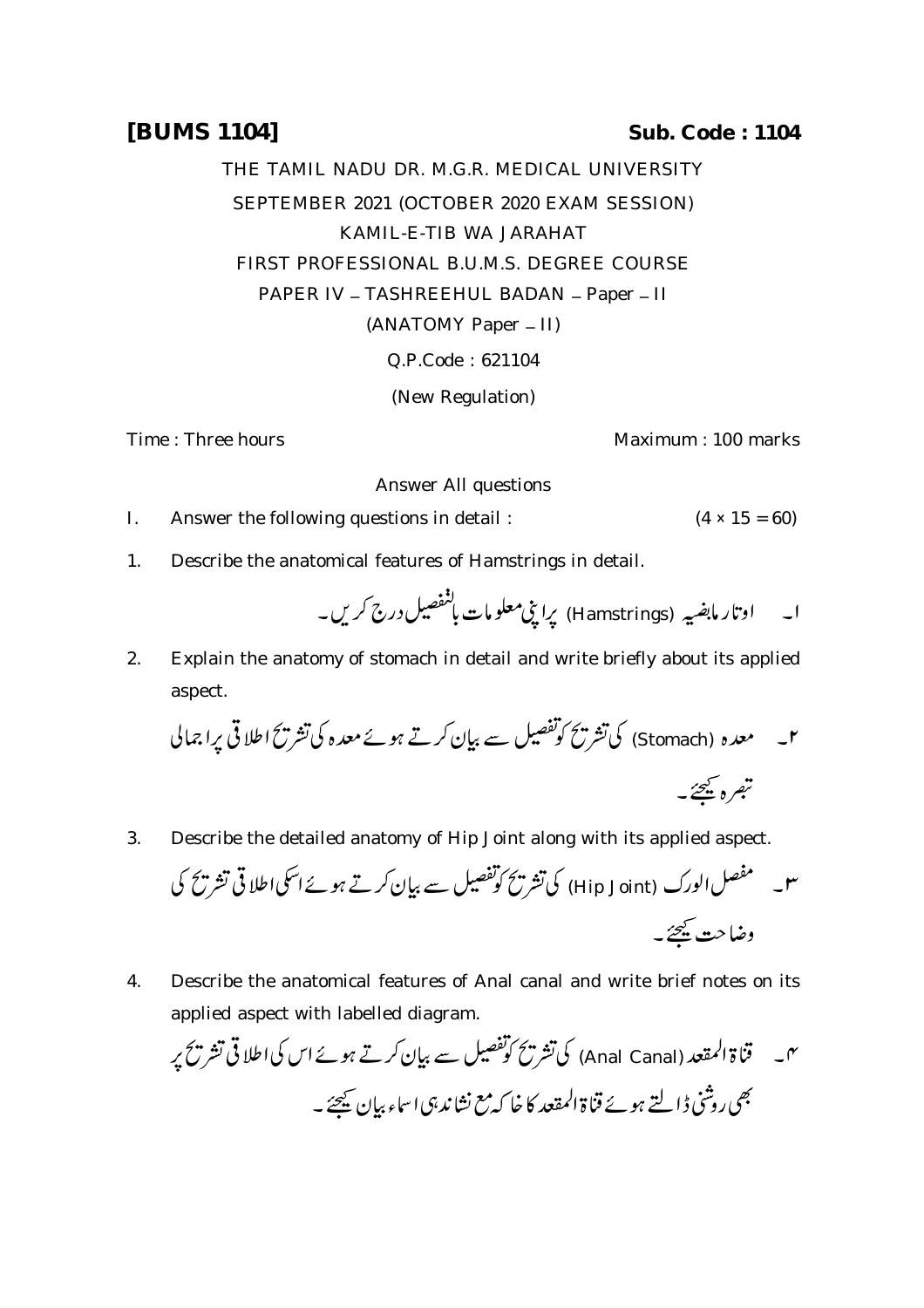**[BUMS 1104]** **Sub. Code : 1104**

THE TAMIL NADU DR. M.G.R. MEDICAL UNIVERSITY

SEPTEMBER 2021 (OCTOBER 2020 EXAM SESSION)

KAMIL-E-TIB WA JARAHAT

FIRST PROFESSIONAL B.U.M.S. DEGREE COURSE

PAPER IV – TASHREEHUL BADAN – Paper – II

(ANATOMY Paper – II)

Q.P.Code : 621104

(New Regulation)

Time : Three hours Maximum : 100 marks

Answer All questions

I. Answer the following questions in detail : (4 × 15 = 60)

1. Describe the anatomical features of Hamstrings in detail.

۱۔ اوتار مابضیہ (Hamstrings) پر اپنی معلومات بالتفصیل درج کریں۔

2. Explain the anatomy of stomach in detail and write briefly about its applied aspect.

۲۔ معدہ (Stomach) کی تشریح کو تفصیل سے بیان کرتے ہوئے معدہ کی تشریح اطلاقی پر اجمالی تبصرہ کیجئے۔

3. Describe the detailed anatomy of Hip Joint along with its applied aspect.

۳۔ مفصل الورک (Hip Joint) کی تشریح کو تفصیل سے بیان کرتے ہوئے اسکی اطلاقی تشریح کی وضاحت کیجئے۔

4. Describe the anatomical features of Anal canal and write brief notes on its applied aspect with labelled diagram.

۴۔ قناۃ المقعد (Anal Canal) کی تشریح کو تفصیل سے بیان کرتے ہوئے اس کی اطلاقی تشریح پر بھی روشنی ڈالتے ہوئے قناۃ المقعد کا خاکہ مع نشاندہی اسماء بیان کیجئے۔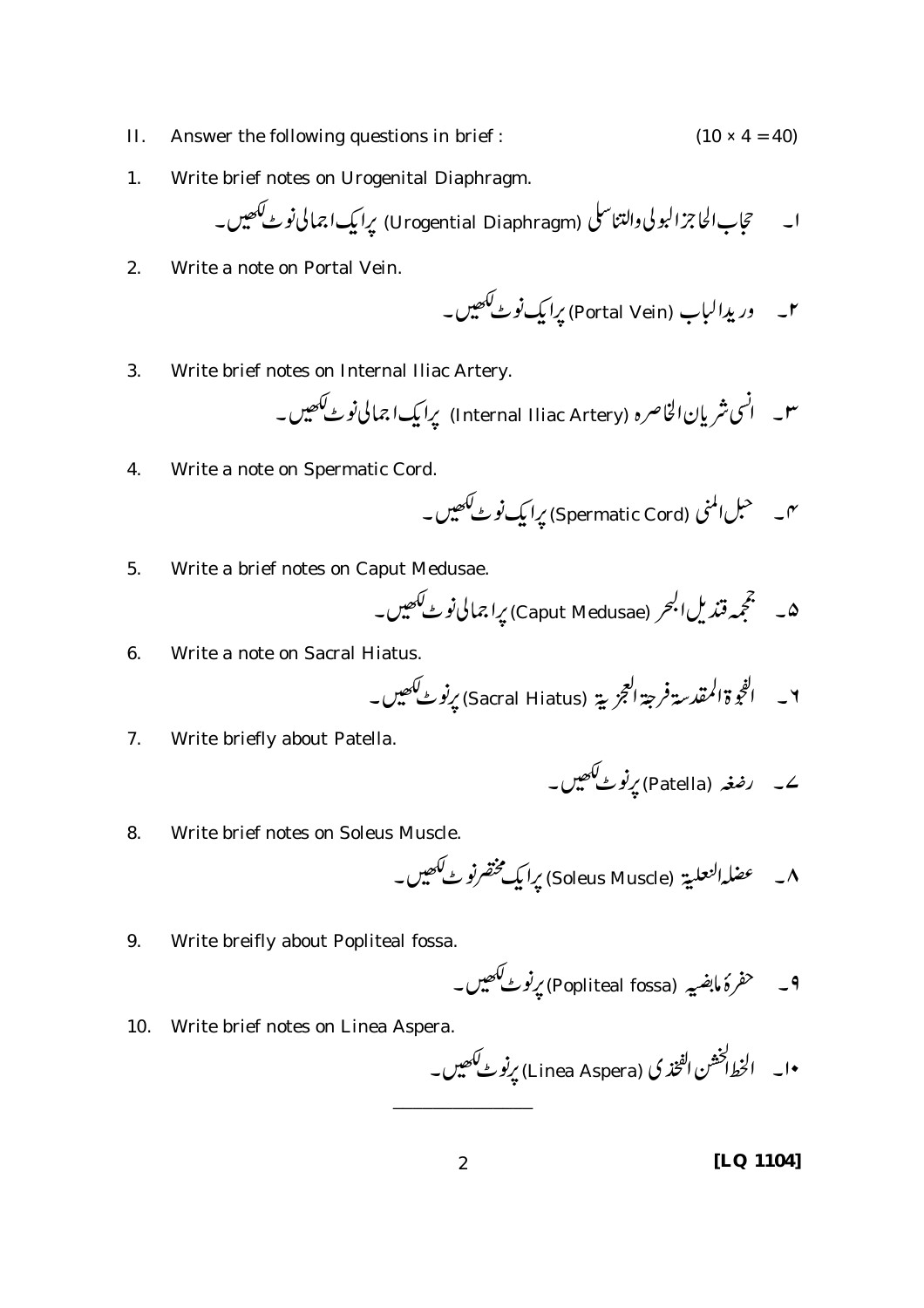II. Answer the following questions in brief : $(10 \times 4 = 40)$

1. Write brief notes on Urogenital Diaphragm.

   ۱۔ حجاب الحاجز البولی والتناسلی (Urogential Diaphragm) پر ایک اجمالی نوٹ لکھیں۔

2. Write a note on Portal Vein.

   ۲۔ ورید الباب (Portal Vein) پر ایک نوٹ لکھیں۔

3. Write brief notes on Internal Iliac Artery.

   ۳۔ انسی شریان الخاصرہ (Internal Iliac Artery) پر ایک اجمالی نوٹ لکھیں۔

4. Write a note on Spermatic Cord.

   ۴۔ حبل المنی (Spermatic Cord) پر ایک نوٹ لکھیں۔

5. Write a brief notes on Caput Medusae.

   ۵۔ جمجمہ قندیل البحر (Caput Medusae) پر اجمالی نوٹ لکھیں۔

6. Write a note on Sacral Hiatus.

   ۶۔ الفجوۃ المقدسۃ فرجۃ العجزیۃ (Sacral Hiatus) پر نوٹ لکھیں۔

7. Write briefly about Patella.

   ۷۔ رضغہ (Patella) پر نوٹ لکھیں۔

8. Write brief notes on Soleus Muscle.

   ۸۔ عضلہ النعلیۃ (Soleus Muscle) پر ایک مختصر نوٹ لکھیں۔

9. Write breifly about Popliteal fossa.

   ۹۔ حفرۂ مابضیہ (Popliteal fossa) پر نوٹ لکھیں۔

10. Write brief notes on Linea Aspera.

   ۱۰۔ الخط الخشن الفخذی (Linea Aspera) پر نوٹ لکھیں۔

---

**[LQ 1104]**